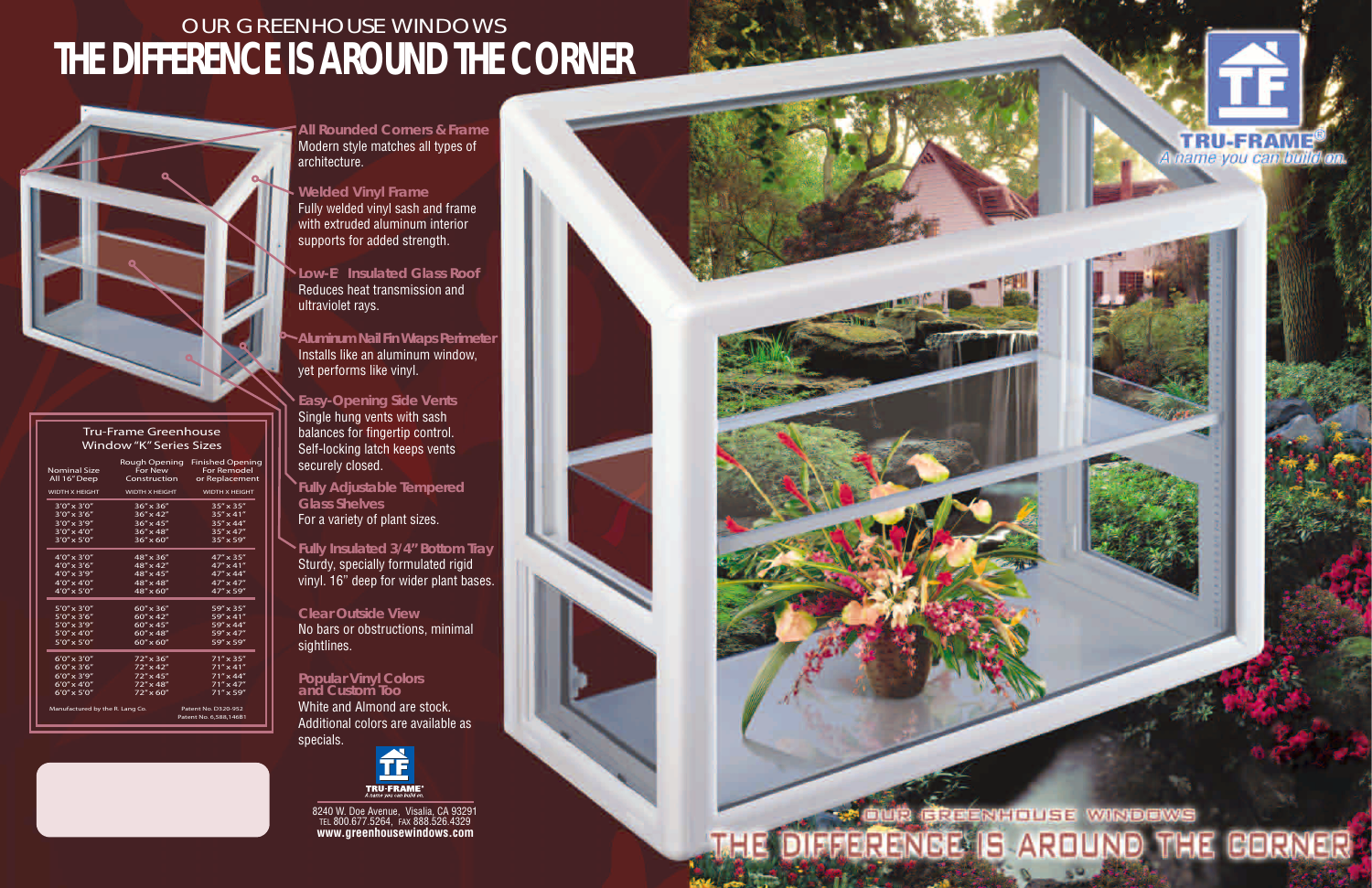OUR GREENHOUSE WINDOWS

# THE DIFFERENCE IS AROUND THE CORNER

**All Rounded Corners & Frame**
Modern style matches all types of architecture.

**Welded Vinyl Frame**
Fully welded vinyl sash and frame with extruded aluminum interior supports for added strength.

**Low-E Insulated Glass Roof**
Reduces heat transmission and ultraviolet rays.

**Aluminum Nail Fin Wraps Perimeter**
Installs like an aluminum window, yet performs like vinyl.

**Easy-Opening Side Vents**
Single hung vents with sash balances for fingertip control. Self-locking latch keeps vents securely closed.

**Fully Adjustable Tempered Glass Shelves**
For a variety of plant sizes.

**Fully Insulated 3/4" Bottom Tray**
Sturdy, specially formulated rigid vinyl. 16" deep for wider plant bases.

**Clear Outside View**
No bars or obstructions, minimal sightlines.

**Popular Vinyl Colors and Custom Too**
White and Almond are stock. Additional colors are available as specials.

## Tru-Frame Greenhouse Window "K" Series Sizes

| Nominal Size All 16" Deep | Rough Opening For New Construction | Finished Opening For Remodel or Replacement |
|---|---|---|
| WIDTH X HEIGHT | WIDTH X HEIGHT | WIDTH X HEIGHT |
| 3'0" x 3'0" | 36" x 36" | 35" x 35" |
| 3'0" x 3'6" | 36" x 42" | 35" x 41" |
| 3'0" x 3'9" | 36" x 45" | 35" x 44" |
| 3'0" x 4'0" | 36" x 48" | 35" x 47" |
| 3'0" x 5'0" | 36" x 60" | 35" x 59" |
| 4'0" x 3'0" | 48" x 36" | 47" x 35" |
| 4'0" x 3'6" | 48" x 42" | 47" x 41" |
| 4'0" x 3'9" | 48" x 45" | 47" x 44" |
| 4'0" x 4'0" | 48" x 48" | 47" x 47" |
| 4'0" x 5'0" | 48" x 60" | 47" x 59" |
| 5'0" x 3'0" | 60" x 36" | 59" x 35" |
| 5'0" x 3'6" | 60" x 42" | 59" x 41" |
| 5'0" x 3'9" | 60" x 45" | 59" x 44" |
| 5'0" x 4'0" | 60" x 48" | 59" x 47" |
| 5'0" x 5'0" | 60" x 60" | 59" x 59" |
| 6'0" x 3'0" | 72" x 36" | 71" x 35" |
| 6'0" x 3'6" | 72" x 42" | 71" x 41" |
| 6'0" x 3'9" | 72" x 45" | 71" x 44" |
| 6'0" x 4'0" | 72" x 48" | 71" x 47" |
| 6'0" x 5'0" | 72" x 60" | 71" x 59" |

Manufactured by the R. Lang Co.

Patent No. D320-952
Patent No. 6,588,146B1

TRU-FRAME®
A name you can build on.

8240 W. Doe Avenue, Visalia, CA 93291
TEL 800.677.5264, FAX 888.526.4329
www.greenhousewindows.com

OUR GREENHOUSE WINDOWS
THE DIFFERENCE IS AROUND THE CORNER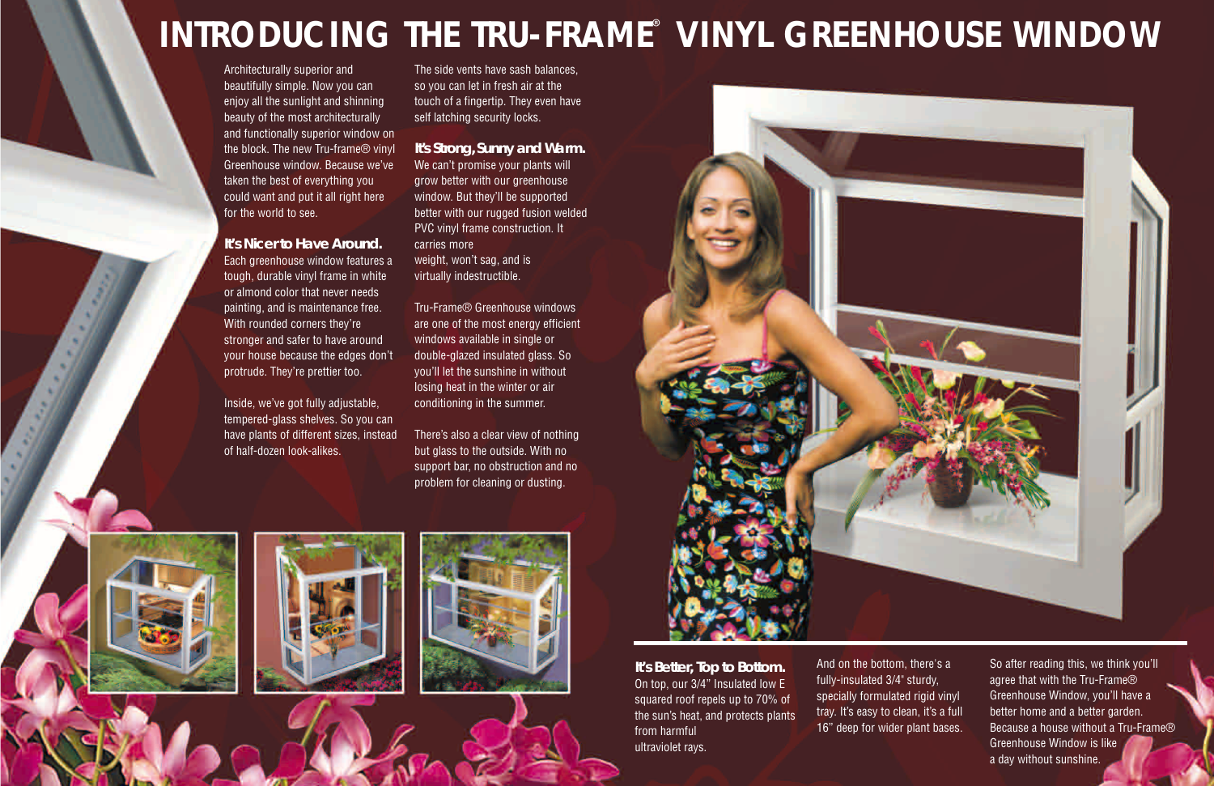# INTRODUCING THE TRU-FRAME® VINYL GREENHOUSE WINDOW

Architecturally superior and beautifully simple. Now you can enjoy all the sunlight and shinning beauty of the most architecturally and functionally superior window on the block. The new Tru-frame® vinyl Greenhouse window. Because we've taken the best of everything you could want and put it all right here for the world to see.

**It's Nicer to Have Around.**
Each greenhouse window features a tough, durable vinyl frame in white or almond color that never needs painting, and is maintenance free. With rounded corners they're stronger and safer to have around your house because the edges don't protrude. They're prettier too.

Inside, we've got fully adjustable, tempered-glass shelves. So you can have plants of different sizes, instead of half-dozen look-alikes.

The side vents have sash balances, so you can let in fresh air at the touch of a fingertip. They even have self latching security locks.

**It's Strong, Sunny and Warm.**
We can't promise your plants will grow better with our greenhouse window. But they'll be supported better with our rugged fusion welded PVC vinyl frame construction. It carries more weight, won't sag, and is virtually indestructible.

Tru-Frame® Greenhouse windows are one of the most energy efficient windows available in single or double-glazed insulated glass. So you'll let the sunshine in without losing heat in the winter or air conditioning in the summer.

There's also a clear view of nothing but glass to the outside. With no support bar, no obstruction and no problem for cleaning or dusting.

**It's Better, Top to Bottom.**
On top, our 3/4" Insulated low E squared roof repels up to 70% of the sun's heat, and protects plants from harmful ultraviolet rays.

And on the bottom, there's a fully-insulated 3/4" sturdy, specially formulated rigid vinyl tray. It's easy to clean, it's a full 16" deep for wider plant bases.

So after reading this, we think you'll agree that with the Tru-Frame® Greenhouse Window, you'll have a better home and a better garden. Because a house without a Tru-Frame® Greenhouse Window is like a day without sunshine.